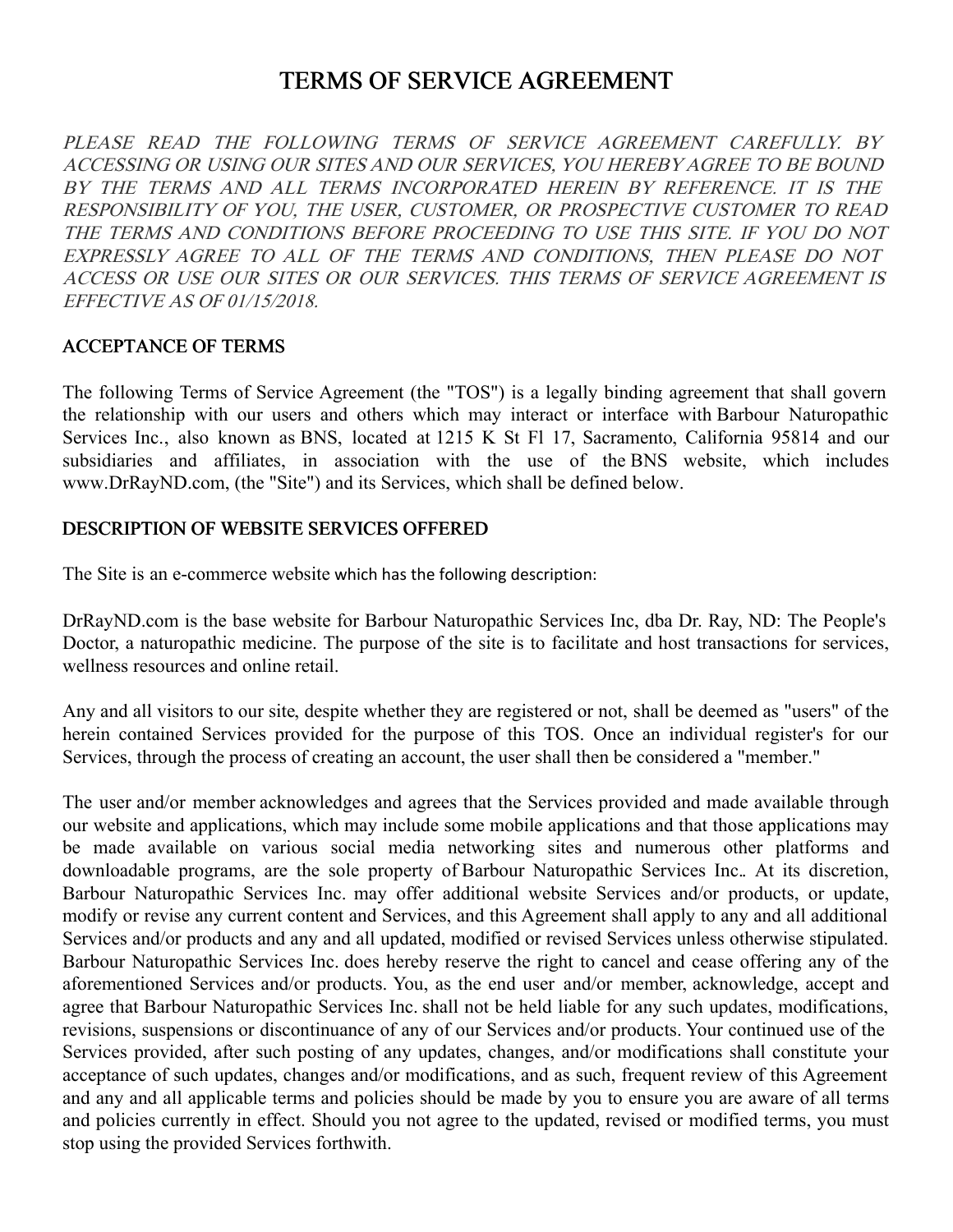# TERMS OF SERVICE AGREEMENT

*PLEASE READ THE FOLLOWING TERMS OF SERVICE AGREEMENT CAREFULLY. BY ACCESSING OR USING OUR SITES AND OUR SERVICES, YOU HEREBY AGREE TO BE BOUND BY THE TERMS AND ALL TERMS INCORPORATED HEREIN BY REFERENCE. IT IS THE RESPONSIBILITY OF YOU, THE USER, CUSTOMER, OR PROSPECTIVE CUSTOMER TO READ THE TERMS AND CONDITIONS BEFORE PROCEEDING TO USE THIS SITE. IF YOU DO NOT EXPRESSLY AGREE TO ALL OF THE TERMS AND CONDITIONS, THEN PLEASE DO NOT ACCESS OR USE OUR SITES OR OUR SERVICES. THIS TERMS OF SERVICE AGREEMENT IS EFFECTIVE AS OF 01/15/2018.*

## ACCEPTANCE OF TERMS

The following Terms of Service Agreement (the "TOS") is a legally binding agreement that shall govern the relationship with our users and others which may interact or interface with Barbour Naturopathic Services Inc., also known as BNS, located at 1215 K St Fl 17, Sacramento, California 95814 and our subsidiaries and affiliates, in association with the use of the BNS website, which includes www.DrRayND.com, (the "Site") and its Services, which shall be defined below.

## DESCRIPTION OF WEBSITE SERVICES OFFERED

The Site is an e-commerce website which has the following description:

DrRayND.com is the base website for Barbour Naturopathic Services Inc, dba Dr. Ray, ND: The People's Doctor, a naturopathic medicine. The purpose of the site is to facilitate and host transactions for services, wellness resources and online retail.

Any and all visitors to our site, despite whether they are registered or not, shall be deemed as "users" of the herein contained Services provided for the purpose of this TOS. Once an individual register's for our Services, through the process of creating an account, the user shall then be considered a "member."

The user and/or member acknowledges and agrees that the Services provided and made available through our website and applications, which may include some mobile applications and that those applications may be made available on various social media networking sites and numerous other platforms and downloadable programs, are the sole property of Barbour Naturopathic Services Inc.. At its discretion, Barbour Naturopathic Services Inc. may offer additional website Services and/or products, or update, modify or revise any current content and Services, and this Agreement shall apply to any and all additional Services and/or products and any and all updated, modified or revised Services unless otherwise stipulated. Barbour Naturopathic Services Inc. does hereby reserve the right to cancel and cease offering any of the aforementioned Services and/or products. You, as the end user and/or member, acknowledge, accept and agree that Barbour Naturopathic Services Inc. shall not be held liable for any such updates, modifications, revisions, suspensions or discontinuance of any of our Services and/or products. Your continued use of the Services provided, after such posting of any updates, changes, and/or modifications shall constitute your acceptance of such updates, changes and/or modifications, and as such, frequent review of this Agreement and any and all applicable terms and policies should be made by you to ensure you are aware of all terms and policies currently in effect. Should you not agree to the updated, revised or modified terms, you must stop using the provided Services forthwith.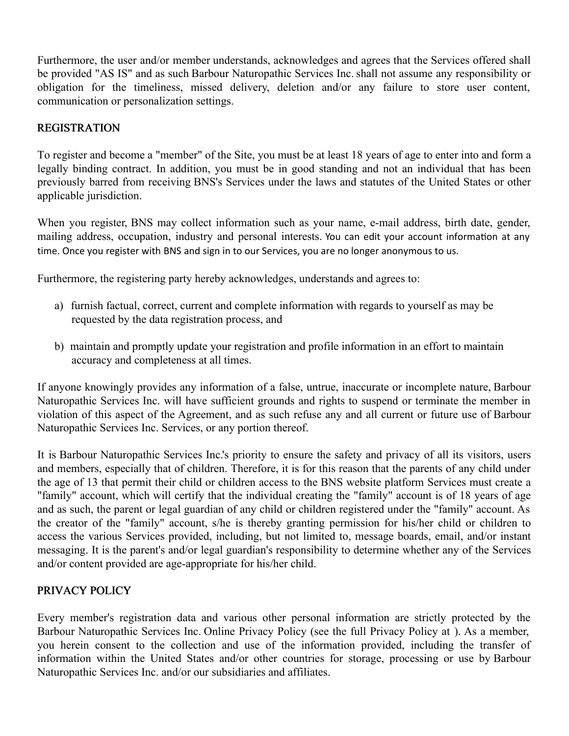Furthermore, the user and/or member understands, acknowledges and agrees that the Services offered shall be provided "AS IS" and as such Barbour Naturopathic Services Inc. shall not assume any responsibility or obligation for the timeliness, missed delivery, deletion and/or any failure to store user content, communication or personalization settings.

## REGISTRATION

To register and become a "member" of the Site, you must be at least 18 years of age to enter into and form a legally binding contract. In addition, you must be in good standing and not an individual that has been previously barred from receiving BNS's Services under the laws and statutes of the United States or other applicable jurisdiction.

When you register, BNS may collect information such as your name, e-mail address, birth date, gender, mailing address, occupation, industry and personal interests. You can edit your account information at any time. Once you register with BNS and sign in to our Services, you are no longer anonymous to us.

Furthermore, the registering party hereby acknowledges, understands and agrees to:

a) furnish factual, correct, current and complete information with regards to yourself as may be requested by the data registration process, and

b) maintain and promptly update your registration and profile information in an effort to maintain accuracy and completeness at all times.

If anyone knowingly provides any information of a false, untrue, inaccurate or incomplete nature, Barbour Naturopathic Services Inc. will have sufficient grounds and rights to suspend or terminate the member in violation of this aspect of the Agreement, and as such refuse any and all current or future use of Barbour Naturopathic Services Inc. Services, or any portion thereof.

It is Barbour Naturopathic Services Inc.'s priority to ensure the safety and privacy of all its visitors, users and members, especially that of children. Therefore, it is for this reason that the parents of any child under the age of 13 that permit their child or children access to the BNS website platform Services must create a "family" account, which will certify that the individual creating the "family" account is of 18 years of age and as such, the parent or legal guardian of any child or children registered under the "family" account. As the creator of the "family" account, s/he is thereby granting permission for his/her child or children to access the various Services provided, including, but not limited to, message boards, email, and/or instant messaging. It is the parent's and/or legal guardian's responsibility to determine whether any of the Services and/or content provided are age-appropriate for his/her child.

## PRIVACY POLICY

Every member's registration data and various other personal information are strictly protected by the Barbour Naturopathic Services Inc. Online Privacy Policy (see the full Privacy Policy at ). As a member, you herein consent to the collection and use of the information provided, including the transfer of information within the United States and/or other countries for storage, processing or use by Barbour Naturopathic Services Inc. and/or our subsidiaries and affiliates.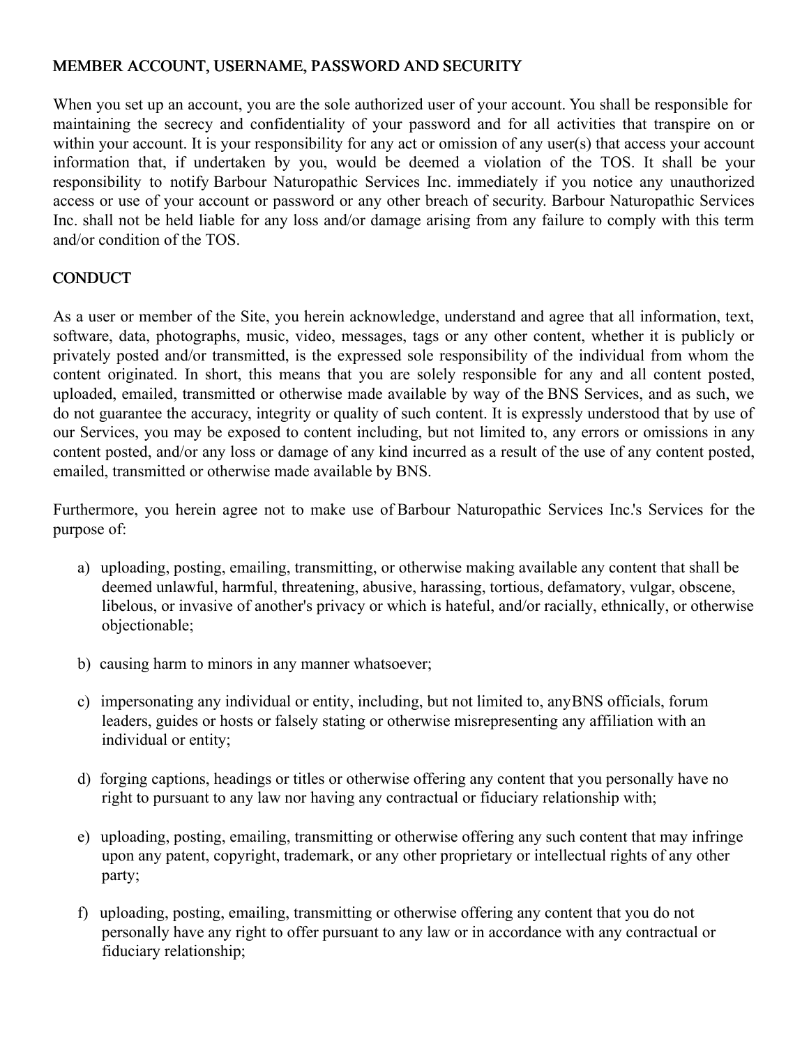## MEMBER ACCOUNT, USERNAME, PASSWORD AND SECURITY

When you set up an account, you are the sole authorized user of your account. You shall be responsible for maintaining the secrecy and confidentiality of your password and for all activities that transpire on or within your account. It is your responsibility for any act or omission of any user(s) that access your account information that, if undertaken by you, would be deemed a violation of the TOS. It shall be your responsibility to notify Barbour Naturopathic Services Inc. immediately if you notice any unauthorized access or use of your account or password or any other breach of security. Barbour Naturopathic Services Inc. shall not be held liable for any loss and/or damage arising from any failure to comply with this term and/or condition of the TOS.

## CONDUCT

As a user or member of the Site, you herein acknowledge, understand and agree that all information, text, software, data, photographs, music, video, messages, tags or any other content, whether it is publicly or privately posted and/or transmitted, is the expressed sole responsibility of the individual from whom the content originated. In short, this means that you are solely responsible for any and all content posted, uploaded, emailed, transmitted or otherwise made available by way of the BNS Services, and as such, we do not guarantee the accuracy, integrity or quality of such content. It is expressly understood that by use of our Services, you may be exposed to content including, but not limited to, any errors or omissions in any content posted, and/or any loss or damage of any kind incurred as a result of the use of any content posted, emailed, transmitted or otherwise made available by BNS.

Furthermore, you herein agree not to make use of Barbour Naturopathic Services Inc.'s Services for the purpose of:

a) uploading, posting, emailing, transmitting, or otherwise making available any content that shall be deemed unlawful, harmful, threatening, abusive, harassing, tortious, defamatory, vulgar, obscene, libelous, or invasive of another's privacy or which is hateful, and/or racially, ethnically, or otherwise objectionable;

b) causing harm to minors in any manner whatsoever;

c) impersonating any individual or entity, including, but not limited to, anyBNS officials, forum leaders, guides or hosts or falsely stating or otherwise misrepresenting any affiliation with an individual or entity;

d) forging captions, headings or titles or otherwise offering any content that you personally have no right to pursuant to any law nor having any contractual or fiduciary relationship with;

e) uploading, posting, emailing, transmitting or otherwise offering any such content that may infringe upon any patent, copyright, trademark, or any other proprietary or intellectual rights of any other party;

f) uploading, posting, emailing, transmitting or otherwise offering any content that you do not personally have any right to offer pursuant to any law or in accordance with any contractual or fiduciary relationship;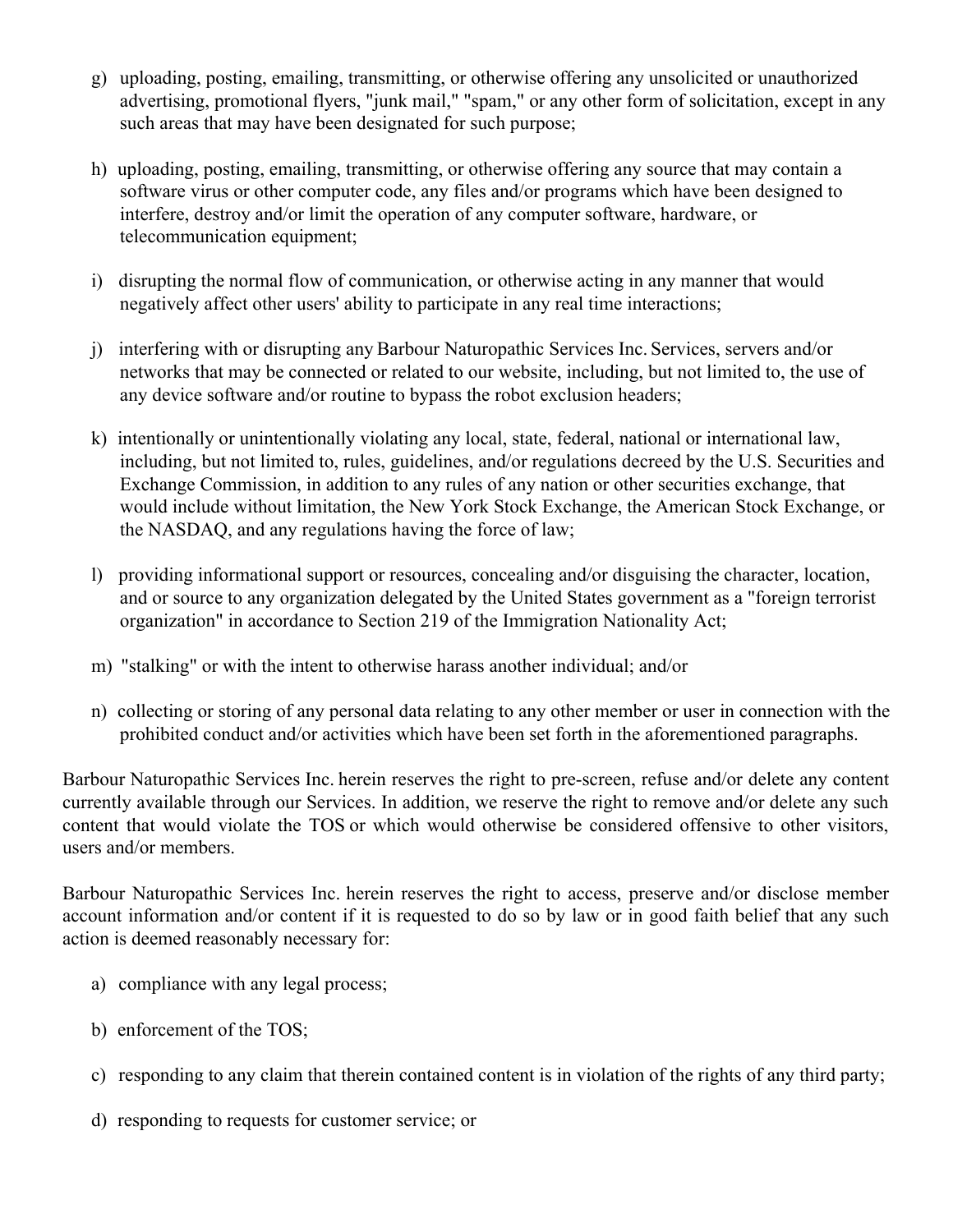g) uploading, posting, emailing, transmitting, or otherwise offering any unsolicited or unauthorized advertising, promotional flyers, "junk mail," "spam," or any other form of solicitation, except in any such areas that may have been designated for such purpose;

h) uploading, posting, emailing, transmitting, or otherwise offering any source that may contain a software virus or other computer code, any files and/or programs which have been designed to interfere, destroy and/or limit the operation of any computer software, hardware, or telecommunication equipment;

i) disrupting the normal flow of communication, or otherwise acting in any manner that would negatively affect other users' ability to participate in any real time interactions;

j) interfering with or disrupting any Barbour Naturopathic Services Inc. Services, servers and/or networks that may be connected or related to our website, including, but not limited to, the use of any device software and/or routine to bypass the robot exclusion headers;

k) intentionally or unintentionally violating any local, state, federal, national or international law, including, but not limited to, rules, guidelines, and/or regulations decreed by the U.S. Securities and Exchange Commission, in addition to any rules of any nation or other securities exchange, that would include without limitation, the New York Stock Exchange, the American Stock Exchange, or the NASDAQ, and any regulations having the force of law;

l) providing informational support or resources, concealing and/or disguising the character, location, and or source to any organization delegated by the United States government as a "foreign terrorist organization" in accordance to Section 219 of the Immigration Nationality Act;

m) "stalking" or with the intent to otherwise harass another individual; and/or

n) collecting or storing of any personal data relating to any other member or user in connection with the prohibited conduct and/or activities which have been set forth in the aforementioned paragraphs.

Barbour Naturopathic Services Inc. herein reserves the right to pre-screen, refuse and/or delete any content currently available through our Services. In addition, we reserve the right to remove and/or delete any such content that would violate the TOS or which would otherwise be considered offensive to other visitors, users and/or members.

Barbour Naturopathic Services Inc. herein reserves the right to access, preserve and/or disclose member account information and/or content if it is requested to do so by law or in good faith belief that any such action is deemed reasonably necessary for:

a) compliance with any legal process;

b) enforcement of the TOS;

c) responding to any claim that therein contained content is in violation of the rights of any third party;

d) responding to requests for customer service; or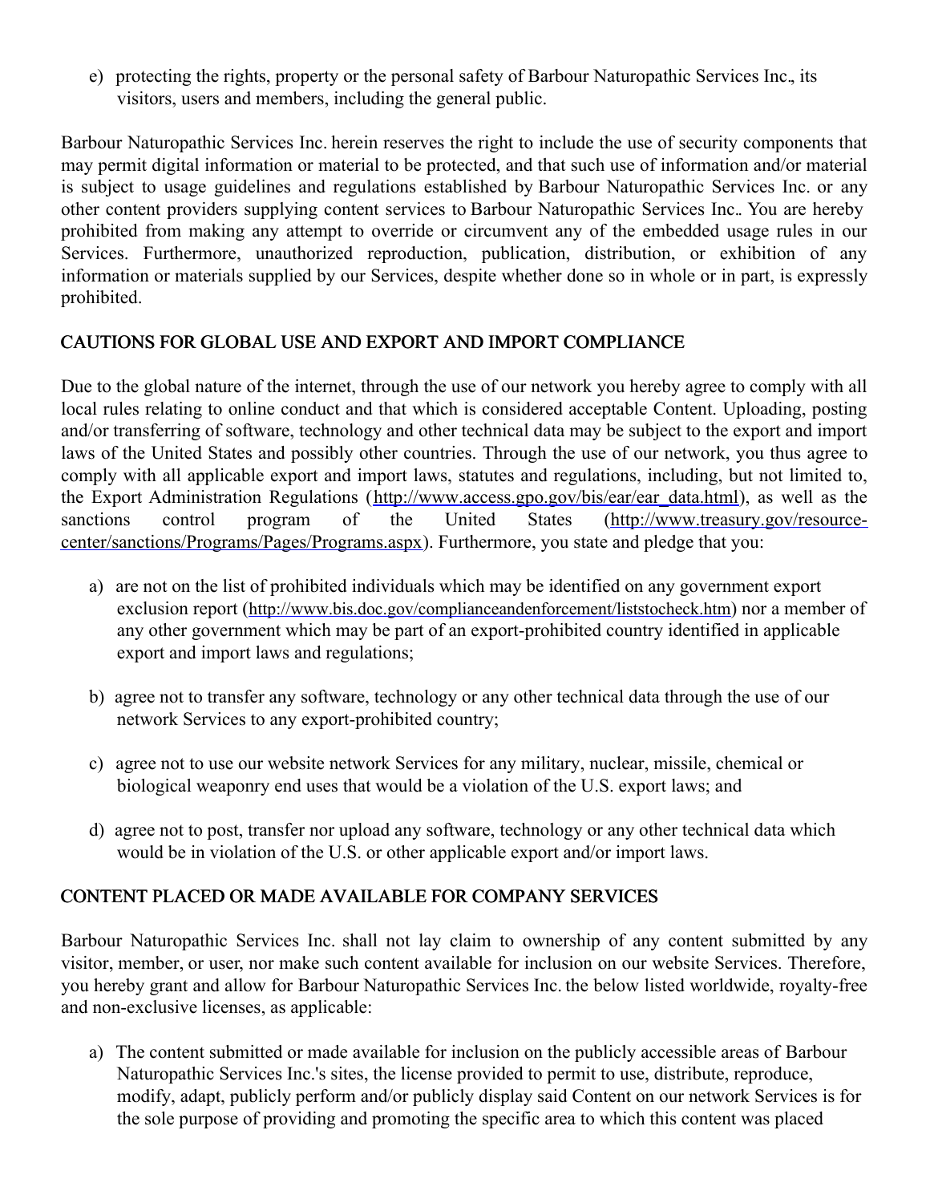e) protecting the rights, property or the personal safety of Barbour Naturopathic Services Inc., its visitors, users and members, including the general public.

Barbour Naturopathic Services Inc. herein reserves the right to include the use of security components that may permit digital information or material to be protected, and that such use of information and/or material is subject to usage guidelines and regulations established by Barbour Naturopathic Services Inc. or any other content providers supplying content services to Barbour Naturopathic Services Inc.. You are hereby prohibited from making any attempt to override or circumvent any of the embedded usage rules in our Services. Furthermore, unauthorized reproduction, publication, distribution, or exhibition of any information or materials supplied by our Services, despite whether done so in whole or in part, is expressly prohibited.

## CAUTIONS FOR GLOBAL USE AND EXPORT AND IMPORT COMPLIANCE

Due to the global nature of the internet, through the use of our network you hereby agree to comply with all local rules relating to online conduct and that which is considered acceptable Content. Uploading, posting and/or transferring of software, technology and other technical data may be subject to the export and import laws of the United States and possibly other countries. Through the use of our network, you thus agree to comply with all applicable export and import laws, statutes and regulations, including, but not limited to, the Export Administration Regulations (http://www.access.gpo.gov/bis/ear/ear_data.html), as well as the sanctions control program of the United States (http://www.treasury.gov/resource-center/sanctions/Programs/Pages/Programs.aspx). Furthermore, you state and pledge that you:

a) are not on the list of prohibited individuals which may be identified on any government export exclusion report (http://www.bis.doc.gov/complianceandenforcement/liststocheck.htm) nor a member of any other government which may be part of an export-prohibited country identified in applicable export and import laws and regulations;

b) agree not to transfer any software, technology or any other technical data through the use of our network Services to any export-prohibited country;

c) agree not to use our website network Services for any military, nuclear, missile, chemical or biological weaponry end uses that would be a violation of the U.S. export laws; and

d) agree not to post, transfer nor upload any software, technology or any other technical data which would be in violation of the U.S. or other applicable export and/or import laws.

## CONTENT PLACED OR MADE AVAILABLE FOR COMPANY SERVICES

Barbour Naturopathic Services Inc. shall not lay claim to ownership of any content submitted by any visitor, member, or user, nor make such content available for inclusion on our website Services. Therefore, you hereby grant and allow for Barbour Naturopathic Services Inc. the below listed worldwide, royalty-free and non-exclusive licenses, as applicable:

a) The content submitted or made available for inclusion on the publicly accessible areas of Barbour Naturopathic Services Inc.'s sites, the license provided to permit to use, distribute, reproduce, modify, adapt, publicly perform and/or publicly display said Content on our network Services is for the sole purpose of providing and promoting the specific area to which this content was placed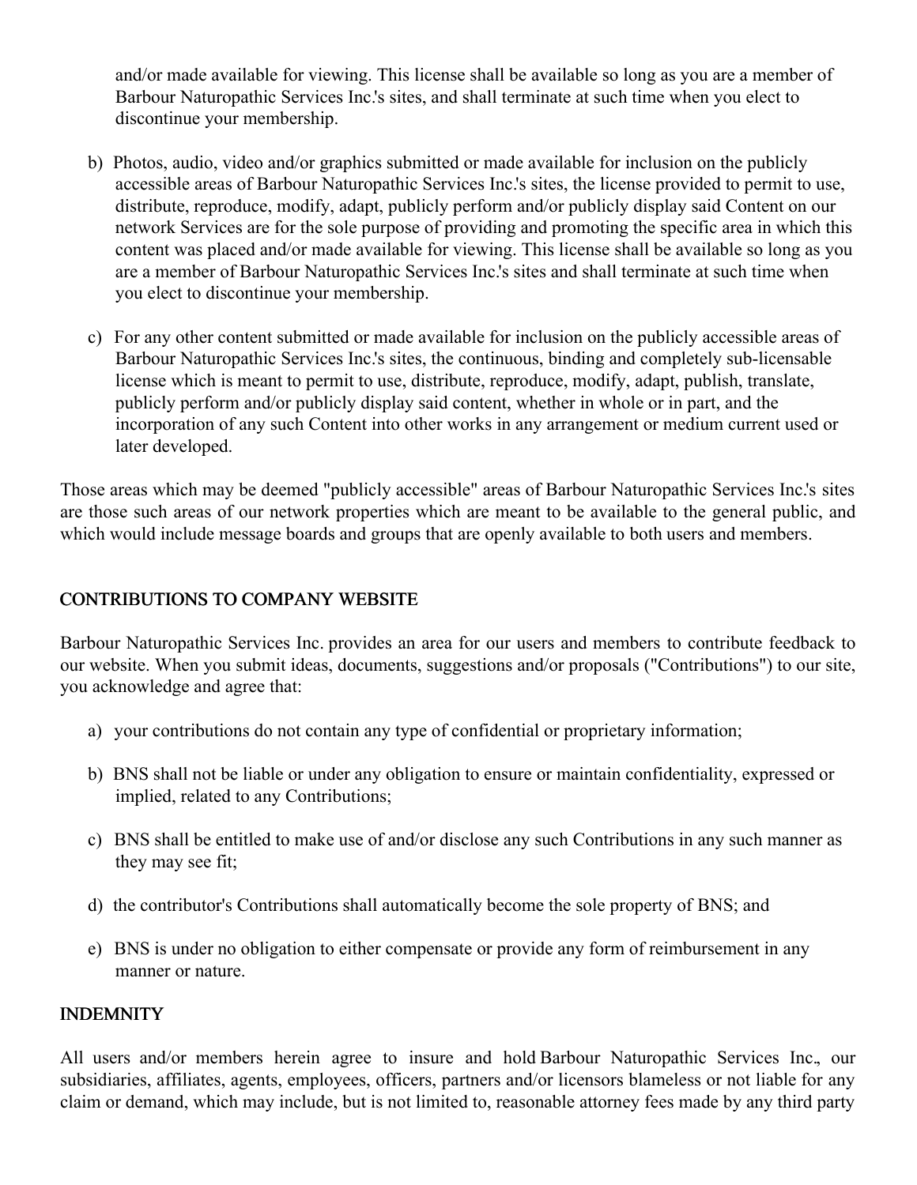and/or made available for viewing. This license shall be available so long as you are a member of Barbour Naturopathic Services Inc.'s sites, and shall terminate at such time when you elect to discontinue your membership.

b) Photos, audio, video and/or graphics submitted or made available for inclusion on the publicly accessible areas of Barbour Naturopathic Services Inc.'s sites, the license provided to permit to use, distribute, reproduce, modify, adapt, publicly perform and/or publicly display said Content on our network Services are for the sole purpose of providing and promoting the specific area in which this content was placed and/or made available for viewing. This license shall be available so long as you are a member of Barbour Naturopathic Services Inc.'s sites and shall terminate at such time when you elect to discontinue your membership.

c) For any other content submitted or made available for inclusion on the publicly accessible areas of Barbour Naturopathic Services Inc.'s sites, the continuous, binding and completely sub-licensable license which is meant to permit to use, distribute, reproduce, modify, adapt, publish, translate, publicly perform and/or publicly display said content, whether in whole or in part, and the incorporation of any such Content into other works in any arrangement or medium current used or later developed.

Those areas which may be deemed "publicly accessible" areas of Barbour Naturopathic Services Inc.'s sites are those such areas of our network properties which are meant to be available to the general public, and which would include message boards and groups that are openly available to both users and members.

## CONTRIBUTIONS TO COMPANY WEBSITE

Barbour Naturopathic Services Inc. provides an area for our users and members to contribute feedback to our website. When you submit ideas, documents, suggestions and/or proposals ("Contributions") to our site, you acknowledge and agree that:

a) your contributions do not contain any type of confidential or proprietary information;

b) BNS shall not be liable or under any obligation to ensure or maintain confidentiality, expressed or implied, related to any Contributions;

c) BNS shall be entitled to make use of and/or disclose any such Contributions in any such manner as they may see fit;

d) the contributor's Contributions shall automatically become the sole property of BNS; and

e) BNS is under no obligation to either compensate or provide any form of reimbursement in any manner or nature.

## INDEMNITY

All users and/or members herein agree to insure and hold Barbour Naturopathic Services Inc., our subsidiaries, affiliates, agents, employees, officers, partners and/or licensors blameless or not liable for any claim or demand, which may include, but is not limited to, reasonable attorney fees made by any third party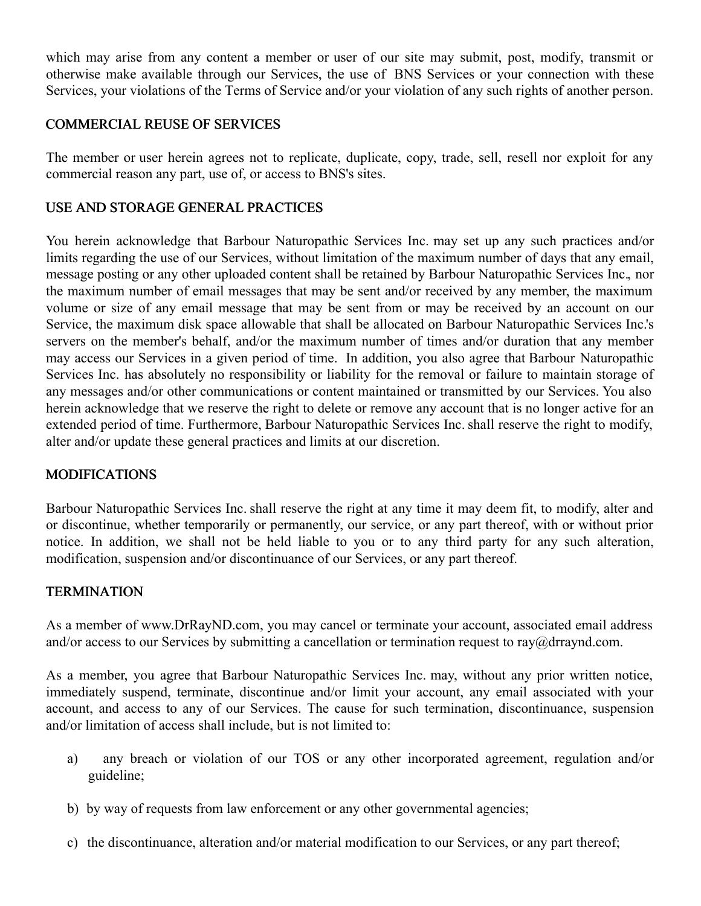which may arise from any content a member or user of our site may submit, post, modify, transmit or otherwise make available through our Services, the use of BNS Services or your connection with these Services, your violations of the Terms of Service and/or your violation of any such rights of another person.

## COMMERCIAL REUSE OF SERVICES

The member or user herein agrees not to replicate, duplicate, copy, trade, sell, resell nor exploit for any commercial reason any part, use of, or access to BNS's sites.

## USE AND STORAGE GENERAL PRACTICES

You herein acknowledge that Barbour Naturopathic Services Inc. may set up any such practices and/or limits regarding the use of our Services, without limitation of the maximum number of days that any email, message posting or any other uploaded content shall be retained by Barbour Naturopathic Services Inc., nor the maximum number of email messages that may be sent and/or received by any member, the maximum volume or size of any email message that may be sent from or may be received by an account on our Service, the maximum disk space allowable that shall be allocated on Barbour Naturopathic Services Inc.'s servers on the member's behalf, and/or the maximum number of times and/or duration that any member may access our Services in a given period of time. In addition, you also agree that Barbour Naturopathic Services Inc. has absolutely no responsibility or liability for the removal or failure to maintain storage of any messages and/or other communications or content maintained or transmitted by our Services. You also herein acknowledge that we reserve the right to delete or remove any account that is no longer active for an extended period of time. Furthermore, Barbour Naturopathic Services Inc. shall reserve the right to modify, alter and/or update these general practices and limits at our discretion.

## MODIFICATIONS

Barbour Naturopathic Services Inc. shall reserve the right at any time it may deem fit, to modify, alter and or discontinue, whether temporarily or permanently, our service, or any part thereof, with or without prior notice. In addition, we shall not be held liable to you or to any third party for any such alteration, modification, suspension and/or discontinuance of our Services, or any part thereof.

## TERMINATION

As a member of www.DrRayND.com, you may cancel or terminate your account, associated email address and/or access to our Services by submitting a cancellation or termination request to ray@drraynd.com.

As a member, you agree that Barbour Naturopathic Services Inc. may, without any prior written notice, immediately suspend, terminate, discontinue and/or limit your account, any email associated with your account, and access to any of our Services. The cause for such termination, discontinuance, suspension and/or limitation of access shall include, but is not limited to:

a) any breach or violation of our TOS or any other incorporated agreement, regulation and/or guideline;

b) by way of requests from law enforcement or any other governmental agencies;

c) the discontinuance, alteration and/or material modification to our Services, or any part thereof;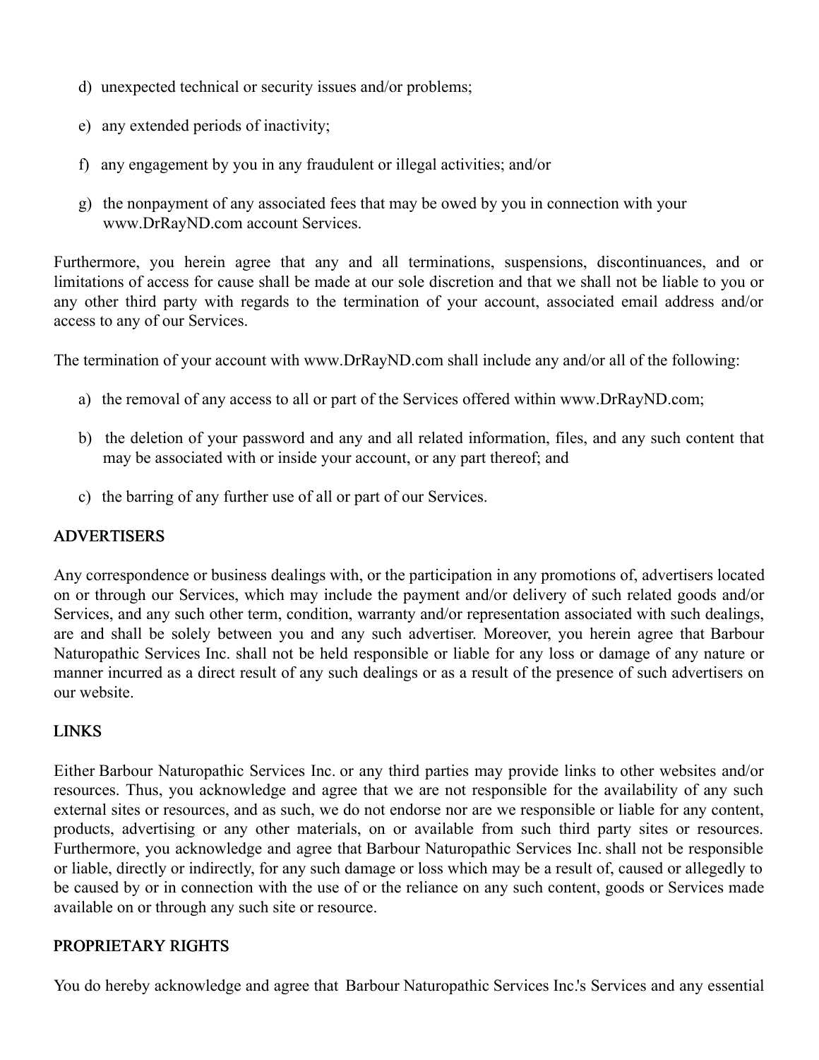d) unexpected technical or security issues and/or problems;

e) any extended periods of inactivity;

f) any engagement by you in any fraudulent or illegal activities; and/or

g) the nonpayment of any associated fees that may be owed by you in connection with your www.DrRayND.com account Services.

Furthermore, you herein agree that any and all terminations, suspensions, discontinuances, and or limitations of access for cause shall be made at our sole discretion and that we shall not be liable to you or any other third party with regards to the termination of your account, associated email address and/or access to any of our Services.

The termination of your account with www.DrRayND.com shall include any and/or all of the following:

a) the removal of any access to all or part of the Services offered within www.DrRayND.com;

b) the deletion of your password and any and all related information, files, and any such content that may be associated with or inside your account, or any part thereof; and

c) the barring of any further use of all or part of our Services.

## ADVERTISERS

Any correspondence or business dealings with, or the participation in any promotions of, advertisers located on or through our Services, which may include the payment and/or delivery of such related goods and/or Services, and any such other term, condition, warranty and/or representation associated with such dealings, are and shall be solely between you and any such advertiser. Moreover, you herein agree that Barbour Naturopathic Services Inc. shall not be held responsible or liable for any loss or damage of any nature or manner incurred as a direct result of any such dealings or as a result of the presence of such advertisers on our website.

## LINKS

Either Barbour Naturopathic Services Inc. or any third parties may provide links to other websites and/or resources. Thus, you acknowledge and agree that we are not responsible for the availability of any such external sites or resources, and as such, we do not endorse nor are we responsible or liable for any content, products, advertising or any other materials, on or available from such third party sites or resources. Furthermore, you acknowledge and agree that Barbour Naturopathic Services Inc. shall not be responsible or liable, directly or indirectly, for any such damage or loss which may be a result of, caused or allegedly to be caused by or in connection with the use of or the reliance on any such content, goods or Services made available on or through any such site or resource.

## PROPRIETARY RIGHTS

You do hereby acknowledge and agree that Barbour Naturopathic Services Inc.'s Services and any essential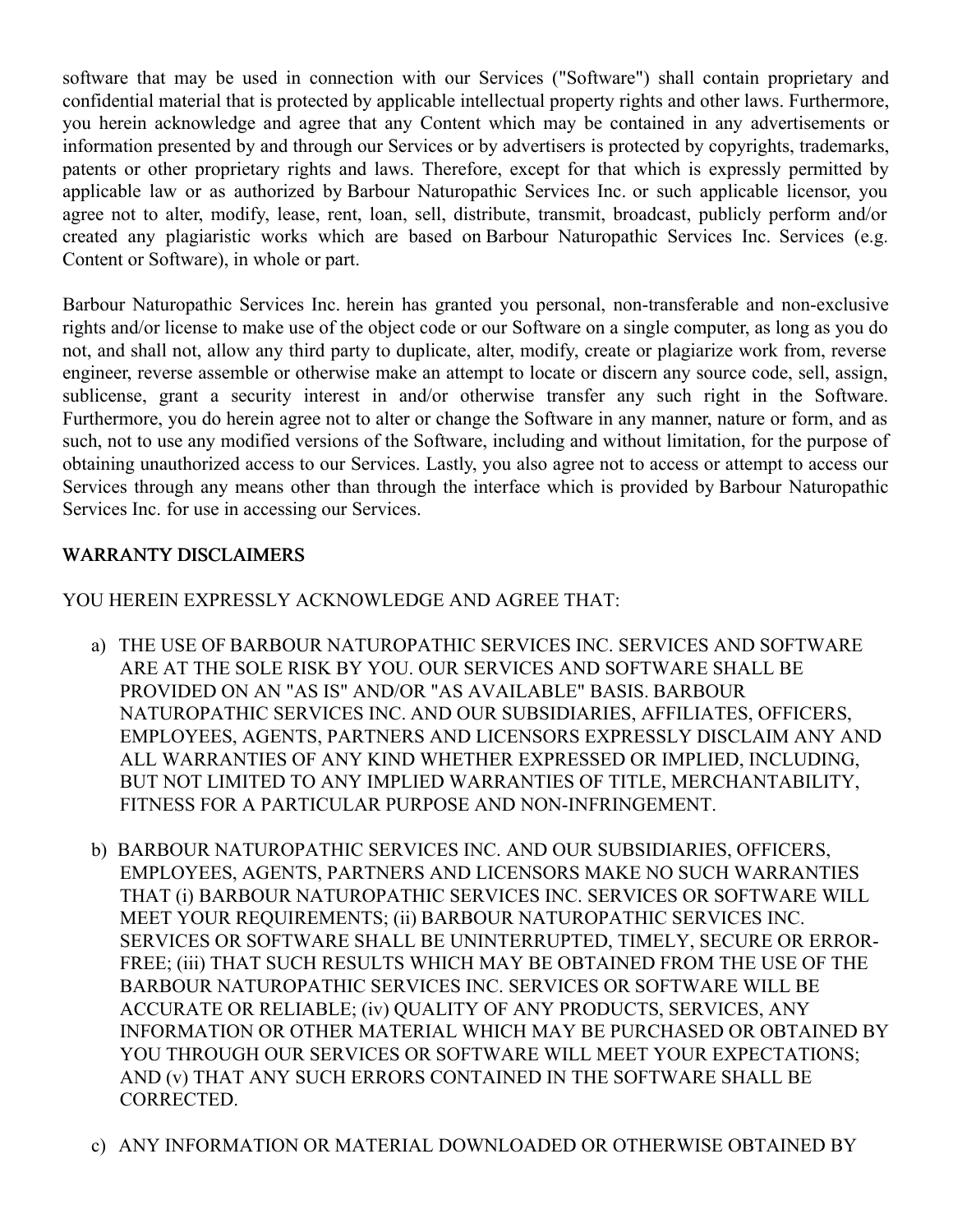software that may be used in connection with our Services ("Software") shall contain proprietary and confidential material that is protected by applicable intellectual property rights and other laws. Furthermore, you herein acknowledge and agree that any Content which may be contained in any advertisements or information presented by and through our Services or by advertisers is protected by copyrights, trademarks, patents or other proprietary rights and laws. Therefore, except for that which is expressly permitted by applicable law or as authorized by Barbour Naturopathic Services Inc. or such applicable licensor, you agree not to alter, modify, lease, rent, loan, sell, distribute, transmit, broadcast, publicly perform and/or created any plagiaristic works which are based on Barbour Naturopathic Services Inc. Services (e.g. Content or Software), in whole or part.

Barbour Naturopathic Services Inc. herein has granted you personal, non-transferable and non-exclusive rights and/or license to make use of the object code or our Software on a single computer, as long as you do not, and shall not, allow any third party to duplicate, alter, modify, create or plagiarize work from, reverse engineer, reverse assemble or otherwise make an attempt to locate or discern any source code, sell, assign, sublicense, grant a security interest in and/or otherwise transfer any such right in the Software. Furthermore, you do herein agree not to alter or change the Software in any manner, nature or form, and as such, not to use any modified versions of the Software, including and without limitation, for the purpose of obtaining unauthorized access to our Services. Lastly, you also agree not to access or attempt to access our Services through any means other than through the interface which is provided by Barbour Naturopathic Services Inc. for use in accessing our Services.

## WARRANTY DISCLAIMERS

YOU HEREIN EXPRESSLY ACKNOWLEDGE AND AGREE THAT:

a) THE USE OF BARBOUR NATUROPATHIC SERVICES INC. SERVICES AND SOFTWARE ARE AT THE SOLE RISK BY YOU. OUR SERVICES AND SOFTWARE SHALL BE PROVIDED ON AN "AS IS" AND/OR "AS AVAILABLE" BASIS. BARBOUR NATUROPATHIC SERVICES INC. AND OUR SUBSIDIARIES, AFFILIATES, OFFICERS, EMPLOYEES, AGENTS, PARTNERS AND LICENSORS EXPRESSLY DISCLAIM ANY AND ALL WARRANTIES OF ANY KIND WHETHER EXPRESSED OR IMPLIED, INCLUDING, BUT NOT LIMITED TO ANY IMPLIED WARRANTIES OF TITLE, MERCHANTABILITY, FITNESS FOR A PARTICULAR PURPOSE AND NON-INFRINGEMENT.

b) BARBOUR NATUROPATHIC SERVICES INC. AND OUR SUBSIDIARIES, OFFICERS, EMPLOYEES, AGENTS, PARTNERS AND LICENSORS MAKE NO SUCH WARRANTIES THAT (i) BARBOUR NATUROPATHIC SERVICES INC. SERVICES OR SOFTWARE WILL MEET YOUR REQUIREMENTS; (ii) BARBOUR NATUROPATHIC SERVICES INC. SERVICES OR SOFTWARE SHALL BE UNINTERRUPTED, TIMELY, SECURE OR ERROR-FREE; (iii) THAT SUCH RESULTS WHICH MAY BE OBTAINED FROM THE USE OF THE BARBOUR NATUROPATHIC SERVICES INC. SERVICES OR SOFTWARE WILL BE ACCURATE OR RELIABLE; (iv) QUALITY OF ANY PRODUCTS, SERVICES, ANY INFORMATION OR OTHER MATERIAL WHICH MAY BE PURCHASED OR OBTAINED BY YOU THROUGH OUR SERVICES OR SOFTWARE WILL MEET YOUR EXPECTATIONS; AND (v) THAT ANY SUCH ERRORS CONTAINED IN THE SOFTWARE SHALL BE CORRECTED.

c) ANY INFORMATION OR MATERIAL DOWNLOADED OR OTHERWISE OBTAINED BY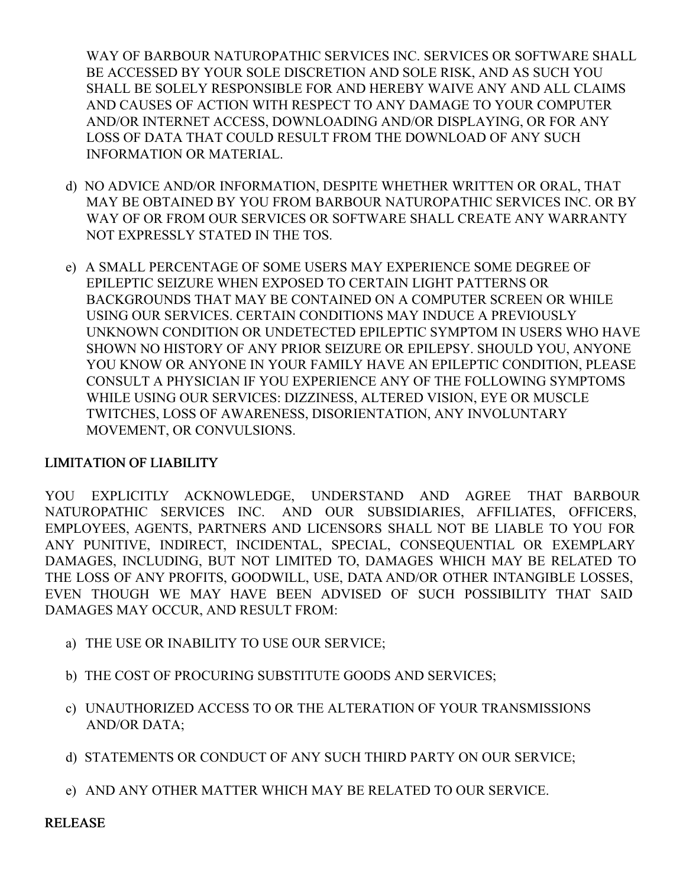WAY OF BARBOUR NATUROPATHIC SERVICES INC. SERVICES OR SOFTWARE SHALL BE ACCESSED BY YOUR SOLE DISCRETION AND SOLE RISK, AND AS SUCH YOU SHALL BE SOLELY RESPONSIBLE FOR AND HEREBY WAIVE ANY AND ALL CLAIMS AND CAUSES OF ACTION WITH RESPECT TO ANY DAMAGE TO YOUR COMPUTER AND/OR INTERNET ACCESS, DOWNLOADING AND/OR DISPLAYING, OR FOR ANY LOSS OF DATA THAT COULD RESULT FROM THE DOWNLOAD OF ANY SUCH INFORMATION OR MATERIAL.

d) NO ADVICE AND/OR INFORMATION, DESPITE WHETHER WRITTEN OR ORAL, THAT MAY BE OBTAINED BY YOU FROM BARBOUR NATUROPATHIC SERVICES INC. OR BY WAY OF OR FROM OUR SERVICES OR SOFTWARE SHALL CREATE ANY WARRANTY NOT EXPRESSLY STATED IN THE TOS.

e) A SMALL PERCENTAGE OF SOME USERS MAY EXPERIENCE SOME DEGREE OF EPILEPTIC SEIZURE WHEN EXPOSED TO CERTAIN LIGHT PATTERNS OR BACKGROUNDS THAT MAY BE CONTAINED ON A COMPUTER SCREEN OR WHILE USING OUR SERVICES. CERTAIN CONDITIONS MAY INDUCE A PREVIOUSLY UNKNOWN CONDITION OR UNDETECTED EPILEPTIC SYMPTOM IN USERS WHO HAVE SHOWN NO HISTORY OF ANY PRIOR SEIZURE OR EPILEPSY. SHOULD YOU, ANYONE YOU KNOW OR ANYONE IN YOUR FAMILY HAVE AN EPILEPTIC CONDITION, PLEASE CONSULT A PHYSICIAN IF YOU EXPERIENCE ANY OF THE FOLLOWING SYMPTOMS WHILE USING OUR SERVICES: DIZZINESS, ALTERED VISION, EYE OR MUSCLE TWITCHES, LOSS OF AWARENESS, DISORIENTATION, ANY INVOLUNTARY MOVEMENT, OR CONVULSIONS.

## LIMITATION OF LIABILITY

YOU EXPLICITLY ACKNOWLEDGE, UNDERSTAND AND AGREE THAT BARBOUR NATUROPATHIC SERVICES INC. AND OUR SUBSIDIARIES, AFFILIATES, OFFICERS, EMPLOYEES, AGENTS, PARTNERS AND LICENSORS SHALL NOT BE LIABLE TO YOU FOR ANY PUNITIVE, INDIRECT, INCIDENTAL, SPECIAL, CONSEQUENTIAL OR EXEMPLARY DAMAGES, INCLUDING, BUT NOT LIMITED TO, DAMAGES WHICH MAY BE RELATED TO THE LOSS OF ANY PROFITS, GOODWILL, USE, DATA AND/OR OTHER INTANGIBLE LOSSES, EVEN THOUGH WE MAY HAVE BEEN ADVISED OF SUCH POSSIBILITY THAT SAID DAMAGES MAY OCCUR, AND RESULT FROM:

a) THE USE OR INABILITY TO USE OUR SERVICE;

b) THE COST OF PROCURING SUBSTITUTE GOODS AND SERVICES;

c) UNAUTHORIZED ACCESS TO OR THE ALTERATION OF YOUR TRANSMISSIONS AND/OR DATA;

d) STATEMENTS OR CONDUCT OF ANY SUCH THIRD PARTY ON OUR SERVICE;

e) AND ANY OTHER MATTER WHICH MAY BE RELATED TO OUR SERVICE.

## RELEASE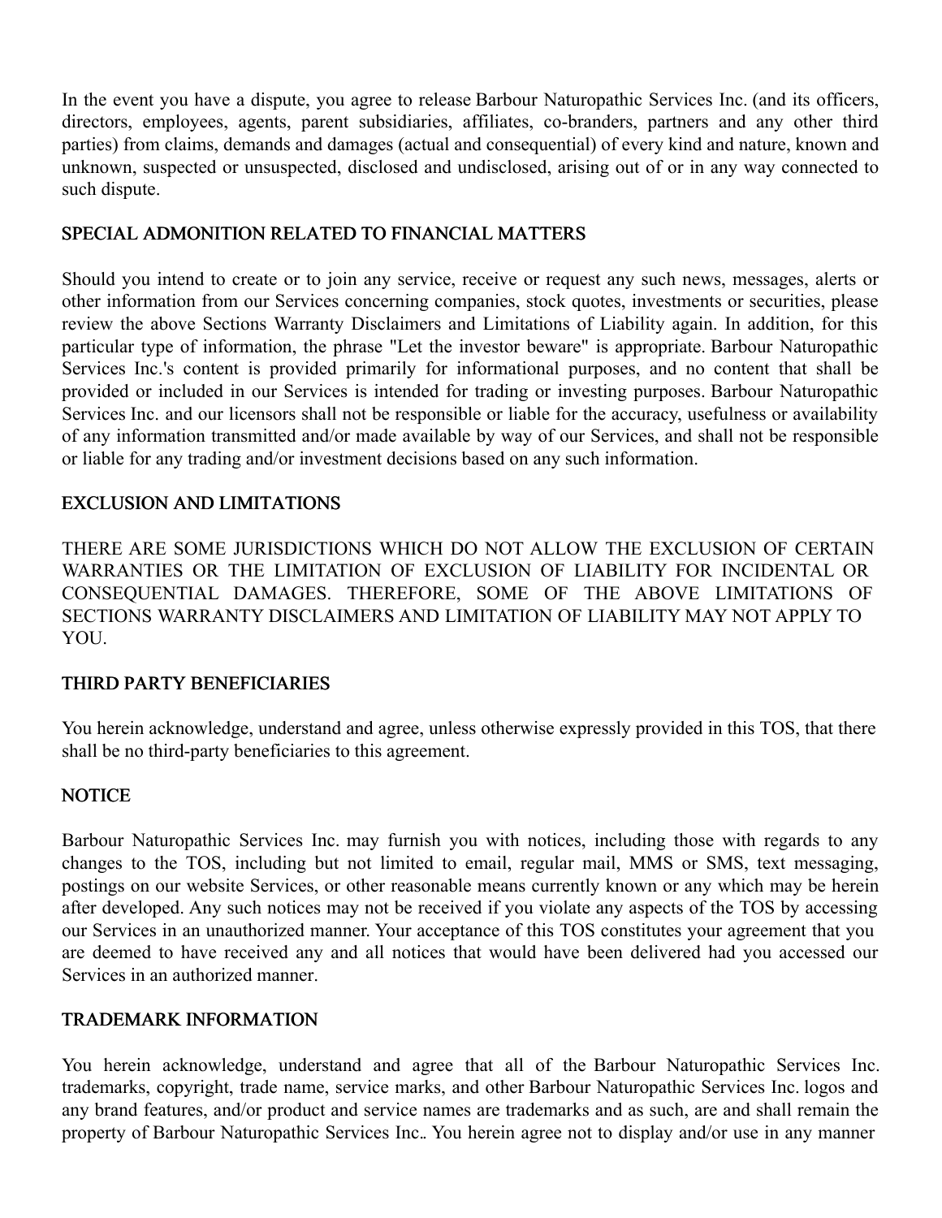In the event you have a dispute, you agree to release Barbour Naturopathic Services Inc. (and its officers, directors, employees, agents, parent subsidiaries, affiliates, co-branders, partners and any other third parties) from claims, demands and damages (actual and consequential) of every kind and nature, known and unknown, suspected or unsuspected, disclosed and undisclosed, arising out of or in any way connected to such dispute.

## SPECIAL ADMONITION RELATED TO FINANCIAL MATTERS

Should you intend to create or to join any service, receive or request any such news, messages, alerts or other information from our Services concerning companies, stock quotes, investments or securities, please review the above Sections Warranty Disclaimers and Limitations of Liability again. In addition, for this particular type of information, the phrase "Let the investor beware" is appropriate. Barbour Naturopathic Services Inc.'s content is provided primarily for informational purposes, and no content that shall be provided or included in our Services is intended for trading or investing purposes. Barbour Naturopathic Services Inc. and our licensors shall not be responsible or liable for the accuracy, usefulness or availability of any information transmitted and/or made available by way of our Services, and shall not be responsible or liable for any trading and/or investment decisions based on any such information.

## EXCLUSION AND LIMITATIONS

THERE ARE SOME JURISDICTIONS WHICH DO NOT ALLOW THE EXCLUSION OF CERTAIN WARRANTIES OR THE LIMITATION OF EXCLUSION OF LIABILITY FOR INCIDENTAL OR CONSEQUENTIAL DAMAGES. THEREFORE, SOME OF THE ABOVE LIMITATIONS OF SECTIONS WARRANTY DISCLAIMERS AND LIMITATION OF LIABILITY MAY NOT APPLY TO YOU.

## THIRD PARTY BENEFICIARIES

You herein acknowledge, understand and agree, unless otherwise expressly provided in this TOS, that there shall be no third-party beneficiaries to this agreement.

## NOTICE

Barbour Naturopathic Services Inc. may furnish you with notices, including those with regards to any changes to the TOS, including but not limited to email, regular mail, MMS or SMS, text messaging, postings on our website Services, or other reasonable means currently known or any which may be herein after developed. Any such notices may not be received if you violate any aspects of the TOS by accessing our Services in an unauthorized manner. Your acceptance of this TOS constitutes your agreement that you are deemed to have received any and all notices that would have been delivered had you accessed our Services in an authorized manner.

## TRADEMARK INFORMATION

You herein acknowledge, understand and agree that all of the Barbour Naturopathic Services Inc. trademarks, copyright, trade name, service marks, and other Barbour Naturopathic Services Inc. logos and any brand features, and/or product and service names are trademarks and as such, are and shall remain the property of Barbour Naturopathic Services Inc.. You herein agree not to display and/or use in any manner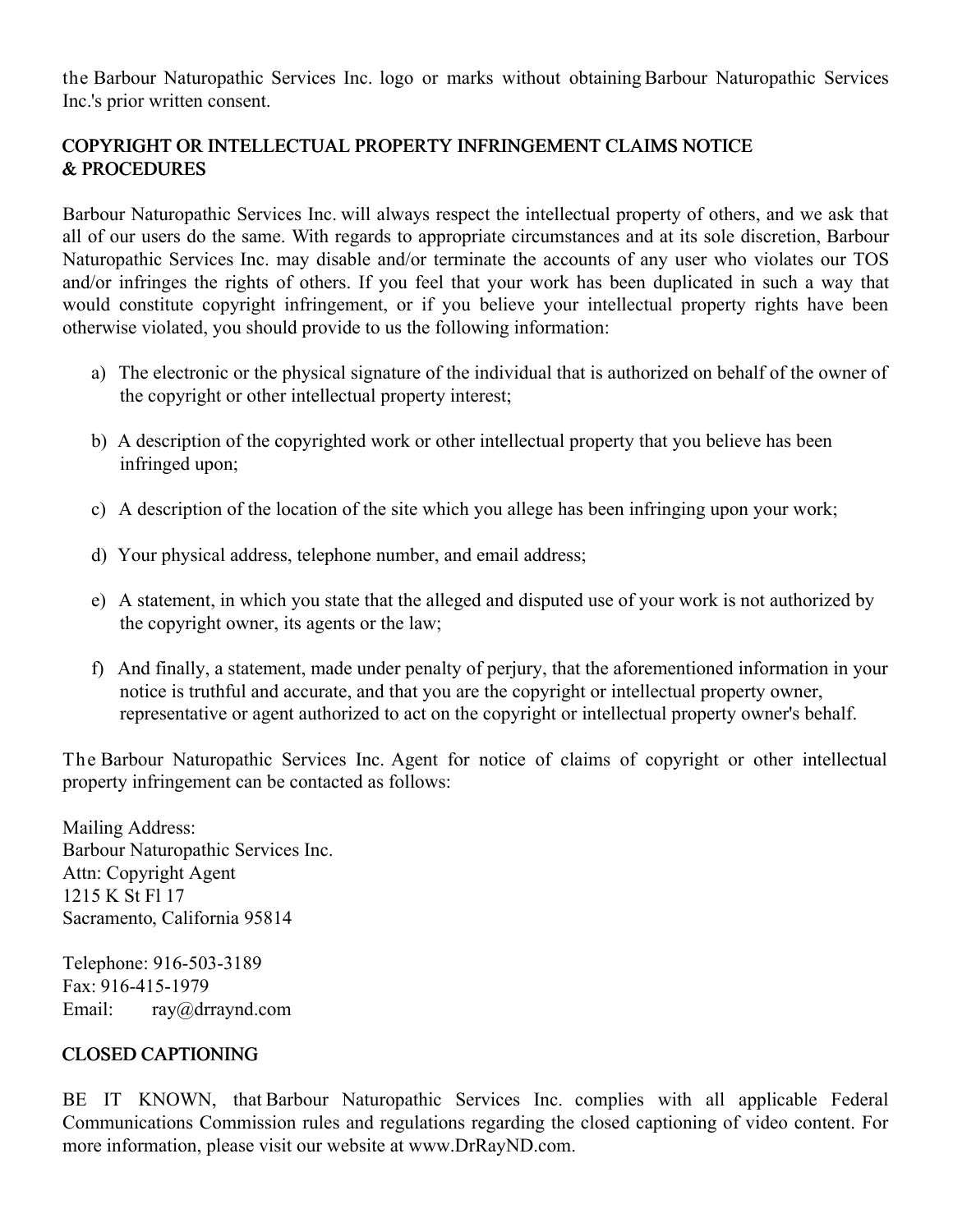the Barbour Naturopathic Services Inc. logo or marks without obtaining Barbour Naturopathic Services Inc.'s prior written consent.

## COPYRIGHT OR INTELLECTUAL PROPERTY INFRINGEMENT CLAIMS NOTICE & PROCEDURES

Barbour Naturopathic Services Inc. will always respect the intellectual property of others, and we ask that all of our users do the same. With regards to appropriate circumstances and at its sole discretion, Barbour Naturopathic Services Inc. may disable and/or terminate the accounts of any user who violates our TOS and/or infringes the rights of others. If you feel that your work has been duplicated in such a way that would constitute copyright infringement, or if you believe your intellectual property rights have been otherwise violated, you should provide to us the following information:

a) The electronic or the physical signature of the individual that is authorized on behalf of the owner of the copyright or other intellectual property interest;

b) A description of the copyrighted work or other intellectual property that you believe has been infringed upon;

c) A description of the location of the site which you allege has been infringing upon your work;

d) Your physical address, telephone number, and email address;

e) A statement, in which you state that the alleged and disputed use of your work is not authorized by the copyright owner, its agents or the law;

f) And finally, a statement, made under penalty of perjury, that the aforementioned information in your notice is truthful and accurate, and that you are the copyright or intellectual property owner, representative or agent authorized to act on the copyright or intellectual property owner's behalf.

The Barbour Naturopathic Services Inc. Agent for notice of claims of copyright or other intellectual property infringement can be contacted as follows:

Mailing Address:
Barbour Naturopathic Services Inc.
Attn: Copyright Agent
1215 K St Fl 17
Sacramento, California 95814

Telephone: 916-503-3189
Fax: 916-415-1979
Email: ray@drraynd.com

## CLOSED CAPTIONING

BE IT KNOWN, that Barbour Naturopathic Services Inc. complies with all applicable Federal Communications Commission rules and regulations regarding the closed captioning of video content. For more information, please visit our website at www.DrRayND.com.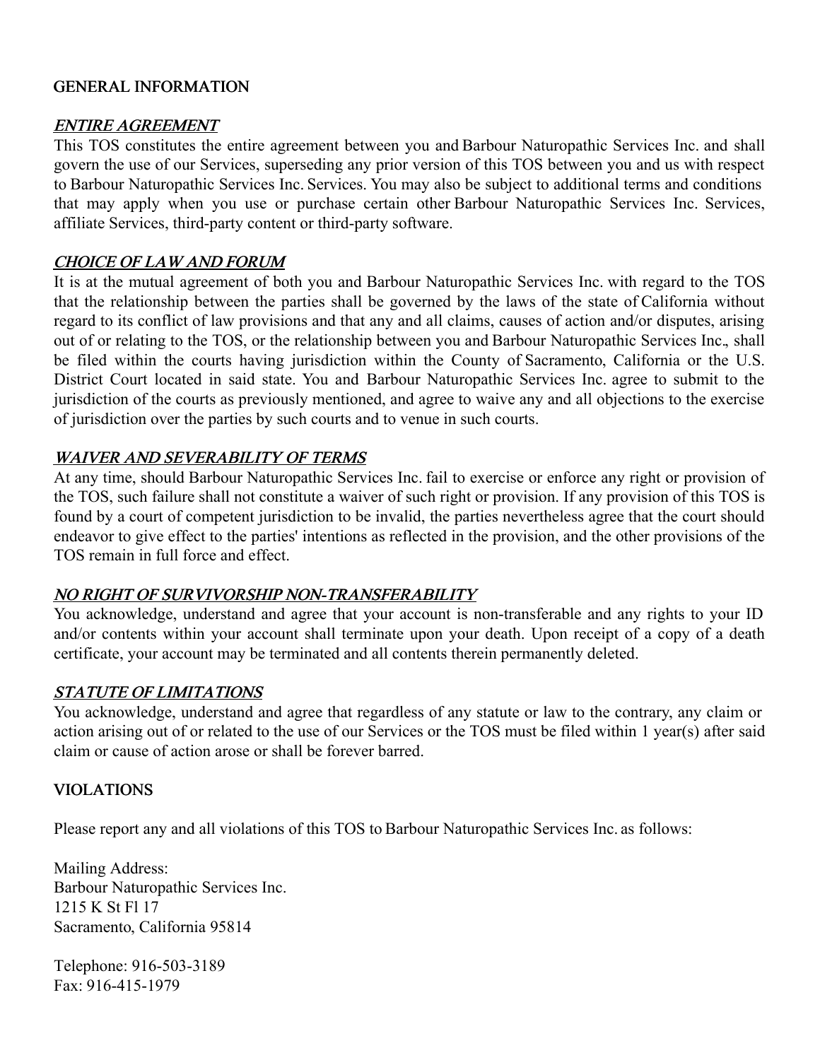## GENERAL INFORMATION

***ENTIRE AGREEMENT***

This TOS constitutes the entire agreement between you and Barbour Naturopathic Services Inc. and shall govern the use of our Services, superseding any prior version of this TOS between you and us with respect to Barbour Naturopathic Services Inc. Services. You may also be subject to additional terms and conditions that may apply when you use or purchase certain other Barbour Naturopathic Services Inc. Services, affiliate Services, third-party content or third-party software.

***CHOICE OF LAW AND FORUM***

It is at the mutual agreement of both you and Barbour Naturopathic Services Inc. with regard to the TOS that the relationship between the parties shall be governed by the laws of the state of California without regard to its conflict of law provisions and that any and all claims, causes of action and/or disputes, arising out of or relating to the TOS, or the relationship between you and Barbour Naturopathic Services Inc., shall be filed within the courts having jurisdiction within the County of Sacramento, California or the U.S. District Court located in said state. You and Barbour Naturopathic Services Inc. agree to submit to the jurisdiction of the courts as previously mentioned, and agree to waive any and all objections to the exercise of jurisdiction over the parties by such courts and to venue in such courts.

***WAIVER AND SEVERABILITY OF TERMS***

At any time, should Barbour Naturopathic Services Inc. fail to exercise or enforce any right or provision of the TOS, such failure shall not constitute a waiver of such right or provision. If any provision of this TOS is found by a court of competent jurisdiction to be invalid, the parties nevertheless agree that the court should endeavor to give effect to the parties' intentions as reflected in the provision, and the other provisions of the TOS remain in full force and effect.

***NO RIGHT OF SURVIVORSHIP NON-TRANSFERABILITY***

You acknowledge, understand and agree that your account is non-transferable and any rights to your ID and/or contents within your account shall terminate upon your death. Upon receipt of a copy of a death certificate, your account may be terminated and all contents therein permanently deleted.

***STATUTE OF LIMITATIONS***

You acknowledge, understand and agree that regardless of any statute or law to the contrary, any claim or action arising out of or related to the use of our Services or the TOS must be filed within 1 year(s) after said claim or cause of action arose or shall be forever barred.

## VIOLATIONS

Please report any and all violations of this TOS to Barbour Naturopathic Services Inc. as follows:

Mailing Address:
Barbour Naturopathic Services Inc.
1215 K St Fl 17
Sacramento, California 95814

Telephone: 916-503-3189
Fax: 916-415-1979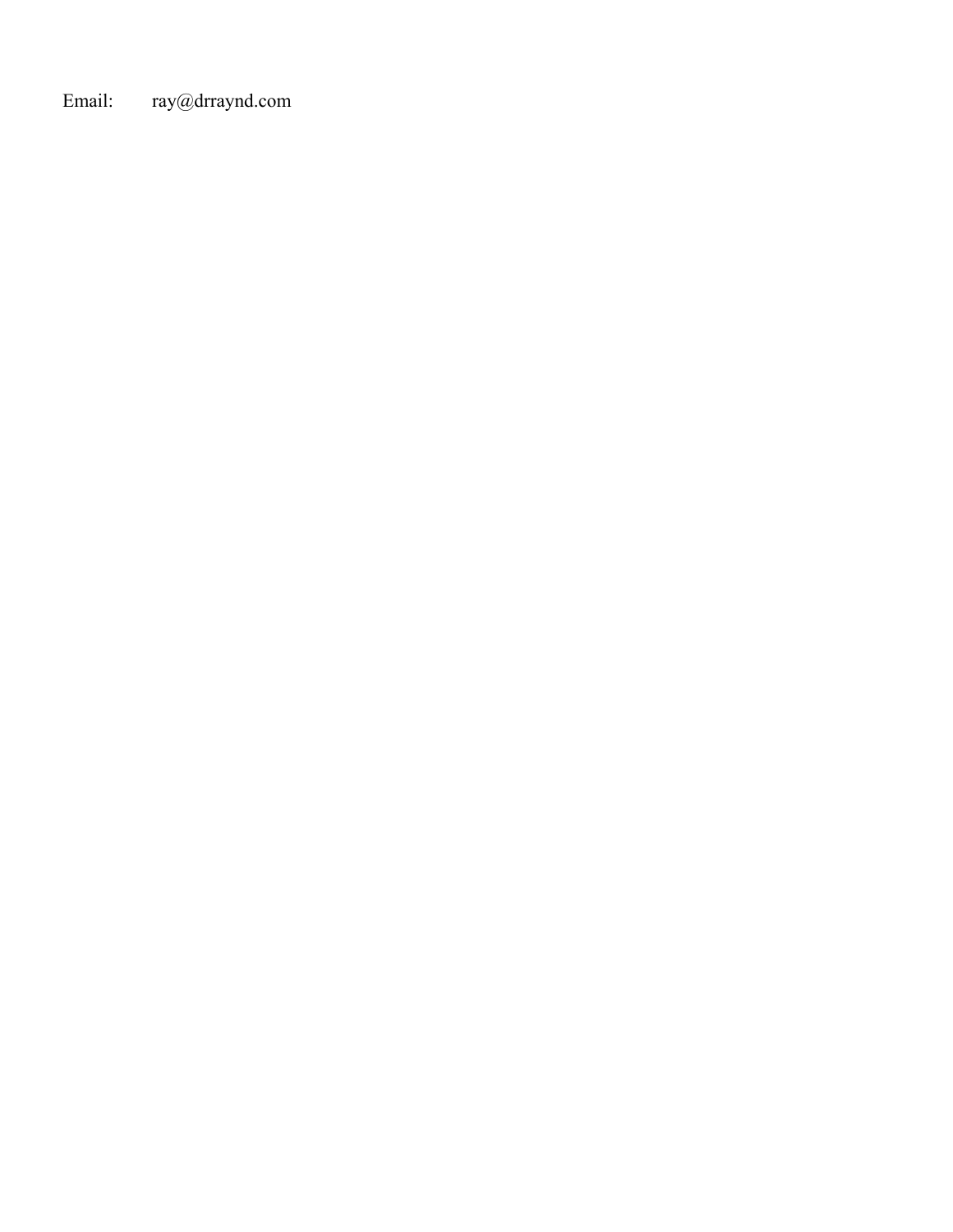Email: ray@drraynd.com